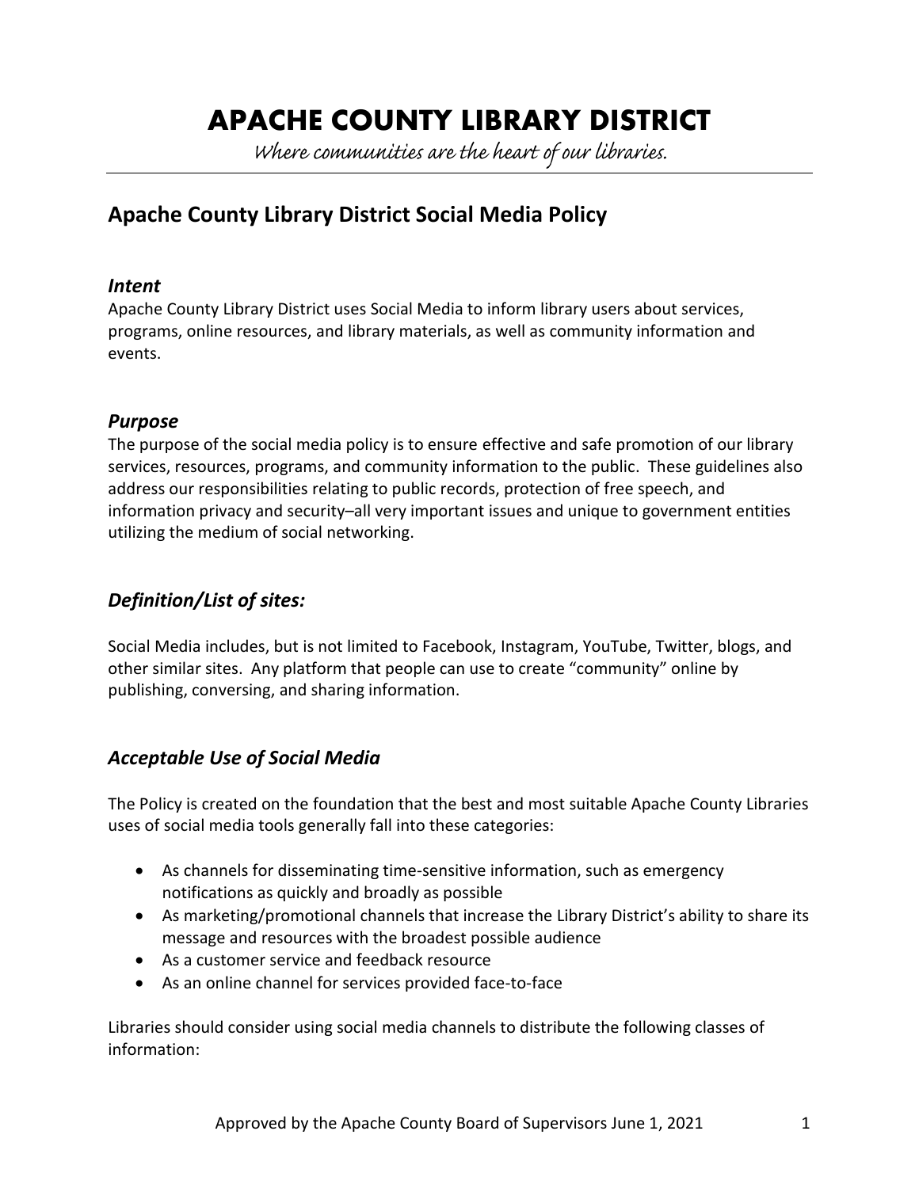# APACHE COUNTY LIBRARY DISTRICT

*Where communities are the heart of our libraries.*

## Apache County Library District Social Media Policy

### *Intent*

Apache County Library District uses Social Media to inform library users about services, programs, online resources, and library materials, as well as community information and events.

### *Purpose*

The purpose of the social media policy is to ensure effective and safe promotion of our library services, resources, programs, and community information to the public. These guidelines also address our responsibilities relating to public records, protection of free speech, and information privacy and security–all very important issues and unique to government entities utilizing the medium of social networking.

### *Definition/List of sites:*

Social Media includes, but is not limited to Facebook, Instagram, YouTube, Twitter, blogs, and other similar sites. Any platform that people can use to create "community" online by publishing, conversing, and sharing information.

### *Acceptable Use of Social Media*

The Policy is created on the foundation that the best and most suitable Apache County Libraries uses of social media tools generally fall into these categories:

- As channels for disseminating time-sensitive information, such as emergency notifications as quickly and broadly as possible
- As marketing/promotional channels that increase the Library District's ability to share its message and resources with the broadest possible audience
- As a customer service and feedback resource
- As an online channel for services provided face-to-face

Libraries should consider using social media channels to distribute the following classes of information:

Approved by the Apache County Board of Supervisors June 1, 2021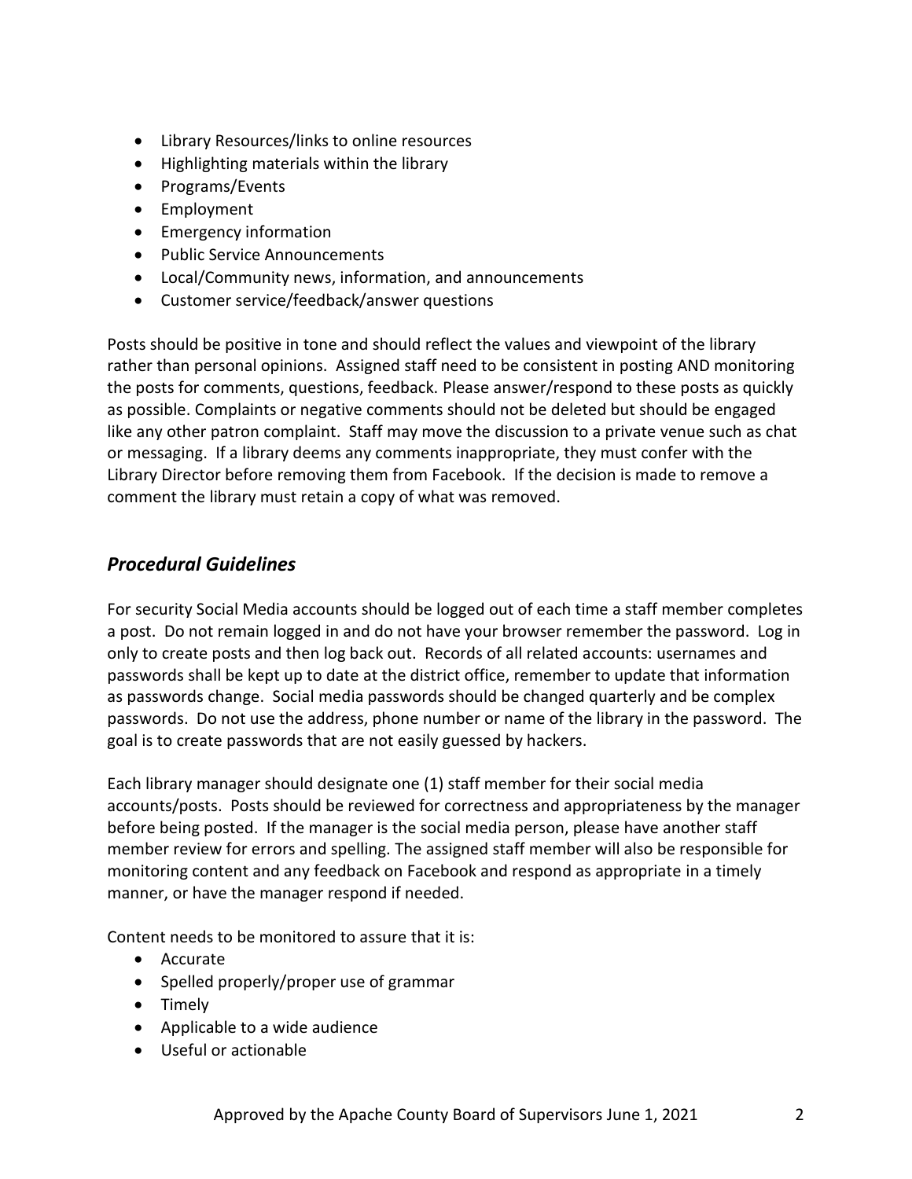- Library Resources/links to online resources
- Highlighting materials within the library
- Programs/Events
- Employment
- Emergency information
- Public Service Announcements
- Local/Community news, information, and announcements
- Customer service/feedback/answer questions

Posts should be positive in tone and should reflect the values and viewpoint of the library rather than personal opinions. Assigned staff need to be consistent in posting AND monitoring the posts for comments, questions, feedback. Please answer/respond to these posts as quickly as possible. Complaints or negative comments should not be deleted but should be engaged like any other patron complaint. Staff may move the discussion to a private venue such as chat or messaging. If a library deems any comments inappropriate, they must confer with the Library Director before removing them from Facebook. If the decision is made to remove a comment the library must retain a copy of what was removed.

## *Procedural Guidelines*

For security Social Media accounts should be logged out of each time a staff member completes a post. Do not remain logged in and do not have your browser remember the password. Log in only to create posts and then log back out. Records of all related accounts: usernames and passwords shall be kept up to date at the district office, remember to update that information as passwords change. Social media passwords should be changed quarterly and be complex passwords. Do not use the address, phone number or name of the library in the password. The goal is to create passwords that are not easily guessed by hackers.

Each library manager should designate one (1) staff member for their social media accounts/posts. Posts should be reviewed for correctness and appropriateness by the manager before being posted. If the manager is the social media person, please have another staff member review for errors and spelling. The assigned staff member will also be responsible for monitoring content and any feedback on Facebook and respond as appropriate in a timely manner, or have the manager respond if needed.

Content needs to be monitored to assure that it is:

- Accurate
- Spelled properly/proper use of grammar
- Timely
- Applicable to a wide audience
- Useful or actionable

Approved by the Apache County Board of Supervisors June 1, 2021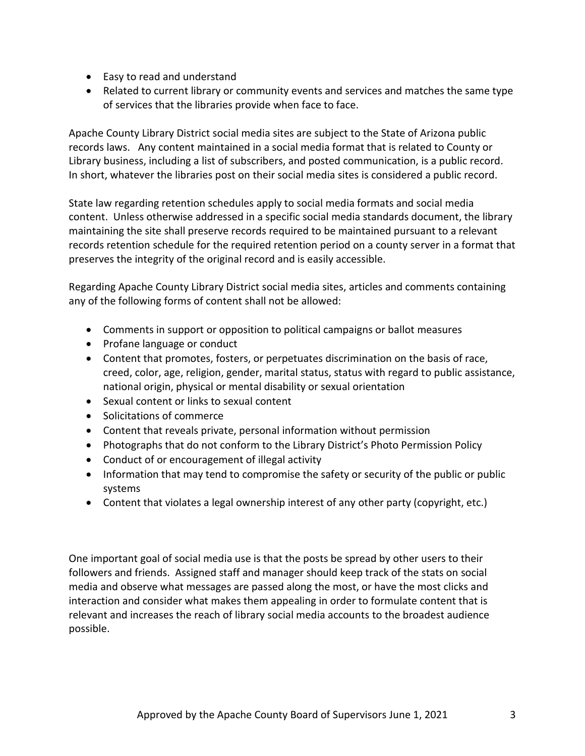- Easy to read and understand
- Related to current library or community events and services and matches the same type of services that the libraries provide when face to face.

Apache County Library District social media sites are subject to the State of Arizona public records laws. Any content maintained in a social media format that is related to County or Library business, including a list of subscribers, and posted communication, is a public record. In short, whatever the libraries post on their social media sites is considered a public record.

State law regarding retention schedules apply to social media formats and social media content. Unless otherwise addressed in a specific social media standards document, the library maintaining the site shall preserve records required to be maintained pursuant to a relevant records retention schedule for the required retention period on a county server in a format that preserves the integrity of the original record and is easily accessible.

Regarding Apache County Library District social media sites, articles and comments containing any of the following forms of content shall not be allowed:

- Comments in support or opposition to political campaigns or ballot measures
- Profane language or conduct
- Content that promotes, fosters, or perpetuates discrimination on the basis of race, creed, color, age, religion, gender, marital status, status with regard to public assistance, national origin, physical or mental disability or sexual orientation
- Sexual content or links to sexual content
- Solicitations of commerce
- Content that reveals private, personal information without permission
- Photographs that do not conform to the Library District's Photo Permission Policy
- Conduct of or encouragement of illegal activity
- Information that may tend to compromise the safety or security of the public or public systems
- Content that violates a legal ownership interest of any other party (copyright, etc.)

One important goal of social media use is that the posts be spread by other users to their followers and friends. Assigned staff and manager should keep track of the stats on social media and observe what messages are passed along the most, or have the most clicks and interaction and consider what makes them appealing in order to formulate content that is relevant and increases the reach of library social media accounts to the broadest audience possible.

Approved by the Apache County Board of Supervisors June 1, 2021